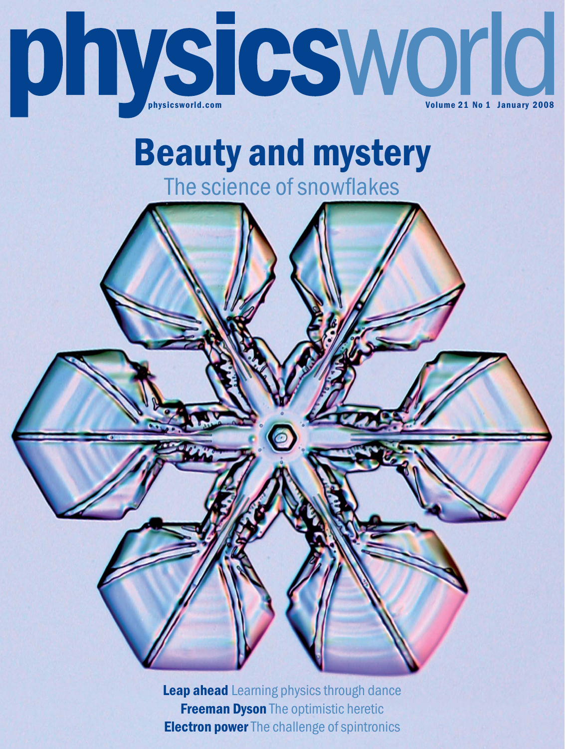# physicsworld

physicsworld.com

Volume 21 No 1 January 2008

## Beauty and mystery

The science of snowflakes

**Leap ahead** Learning physics through dance

**Freeman Dyson** The optimistic heretic

**Electron power** The challenge of spintronics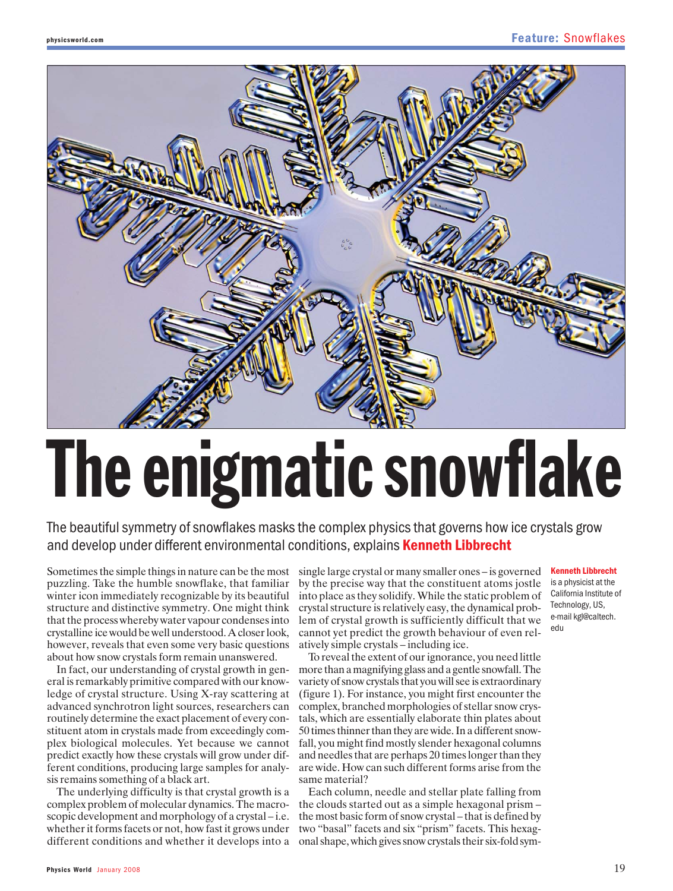# The enigmatic snowflake

The beautiful symmetry of snowflakes masks the complex physics that governs how ice crystals grow and develop under different environmental conditions, explains **Kenneth Libbrecht**

**Kenneth Libbrecht** is a physicist at the California Institute of Technology, US, e-mail kgl@caltech.edu

Sometimes the simple things in nature can be the most puzzling. Take the humble snowflake, that familiar winter icon immediately recognizable by its beautiful structure and distinctive symmetry. One might think that the process whereby water vapour condenses into crystalline ice would be well understood. A closer look, however, reveals that even some very basic questions about how snow crystals form remain unanswered.

In fact, our understanding of crystal growth in general is remarkably primitive compared with our knowledge of crystal structure. Using X-ray scattering at advanced synchrotron light sources, researchers can routinely determine the exact placement of every constituent atom in crystals made from exceedingly complex biological molecules. Yet because we cannot predict exactly how these crystals will grow under different conditions, producing large samples for analysis remains something of a black art.

The underlying difficulty is that crystal growth is a complex problem of molecular dynamics. The macroscopic development and morphology of a crystal – i.e. whether it forms facets or not, how fast it grows under different conditions and whether it develops into a single large crystal or many smaller ones – is governed by the precise way that the constituent atoms jostle into place as they solidify. While the static problem of crystal structure is relatively easy, the dynamical problem of crystal growth is sufficiently difficult that we cannot yet predict the growth behaviour of even relatively simple crystals – including ice.

To reveal the extent of our ignorance, you need little more than a magnifying glass and a gentle snowfall. The variety of snow crystals that you will see is extraordinary (figure 1). For instance, you might first encounter the complex, branched morphologies of stellar snow crystals, which are essentially elaborate thin plates about 50 times thinner than they are wide. In a different snowfall, you might find mostly slender hexagonal columns and needles that are perhaps 20 times longer than they are wide. How can such different forms arise from the same material?

Each column, needle and stellar plate falling from the clouds started out as a simple hexagonal prism – the most basic form of snow crystal – that is defined by two "basal" facets and six "prism" facets. This hexagonal shape, which gives snow crystals their six-fold sym-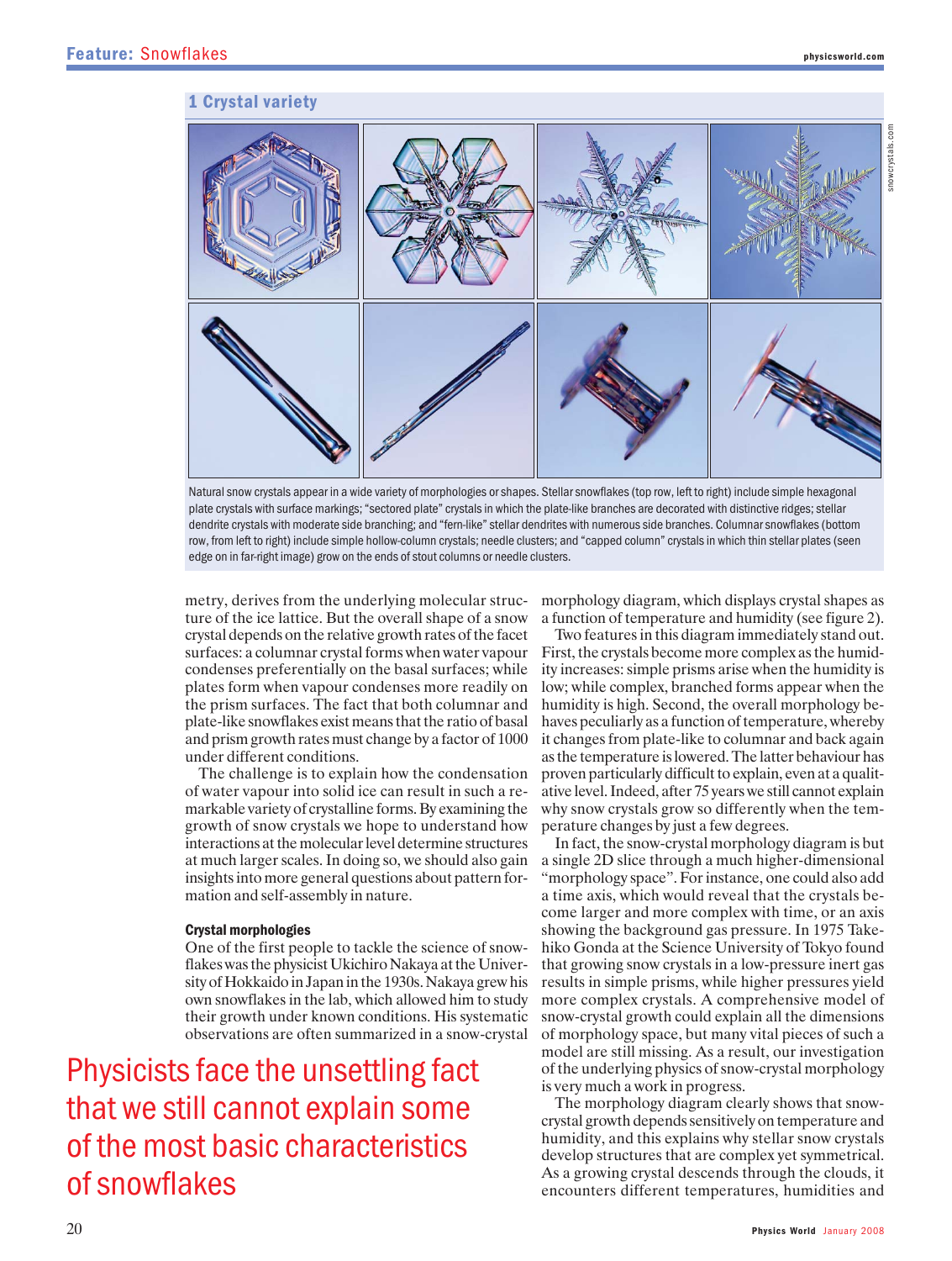## 1 Crystal variety

Natural snow crystals appear in a wide variety of morphologies or shapes. Stellar snowflakes (top row, left to right) include simple hexagonal plate crystals with surface markings; "sectored plate" crystals in which the plate-like branches are decorated with distinctive ridges; stellar dendrite crystals with moderate side branching; and "fern-like" stellar dendrites with numerous side branches. Columnar snowflakes (bottom row, from left to right) include simple hollow-column crystals; needle clusters; and "capped column" crystals in which thin stellar plates (seen edge on in far-right image) grow on the ends of stout columns or needle clusters.

metry, derives from the underlying molecular structure of the ice lattice. But the overall shape of a snow crystal depends on the relative growth rates of the facet surfaces: a columnar crystal forms when water vapour condenses preferentially on the basal surfaces; while plates form when vapour condenses more readily on the prism surfaces. The fact that both columnar and plate-like snowflakes exist means that the ratio of basal and prism growth rates must change by a factor of 1000 under different conditions.

The challenge is to explain how the condensation of water vapour into solid ice can result in such a remarkable variety of crystalline forms. By examining the growth of snow crystals we hope to understand how interactions at the molecular level determine structures at much larger scales. In doing so, we should also gain insights into more general questions about pattern formation and self-assembly in nature.

**Crystal morphologies**

One of the first people to tackle the science of snowflakes was the physicist Ukichiro Nakaya at the University of Hokkaido in Japan in the 1930s. Nakaya grew his own snowflakes in the lab, which allowed him to study their growth under known conditions. His systematic observations are often summarized in a snow-crystal morphology diagram, which displays crystal shapes as a function of temperature and humidity (see figure 2).

Two features in this diagram immediately stand out. First, the crystals become more complex as the humidity increases: simple prisms arise when the humidity is low; while complex, branched forms appear when the humidity is high. Second, the overall morphology behaves peculiarly as a function of temperature, whereby it changes from plate-like to columnar and back again as the temperature is lowered. The latter behaviour has proven particularly difficult to explain, even at a qualitative level. Indeed, after 75 years we still cannot explain why snow crystals grow so differently when the temperature changes by just a few degrees.

In fact, the snow-crystal morphology diagram is but a single 2D slice through a much higher-dimensional "morphology space". For instance, one could also add a time axis, which would reveal that the crystals become larger and more complex with time, or an axis showing the background gas pressure. In 1975 Takehiko Gonda at the Science University of Tokyo found that growing snow crystals in a low-pressure inert gas results in simple prisms, while higher pressures yield more complex crystals. A comprehensive model of snow-crystal growth could explain all the dimensions of morphology space, but many vital pieces of such a model are still missing. As a result, our investigation of the underlying physics of snow-crystal morphology is very much a work in progress.

The morphology diagram clearly shows that snow-crystal growth depends sensitively on temperature and humidity, and this explains why stellar snow crystals develop structures that are complex yet symmetrical. As a growing crystal descends through the clouds, it encounters different temperatures, humidities and

> Physicists face the unsettling fact that we still cannot explain some of the most basic characteristics of snowflakes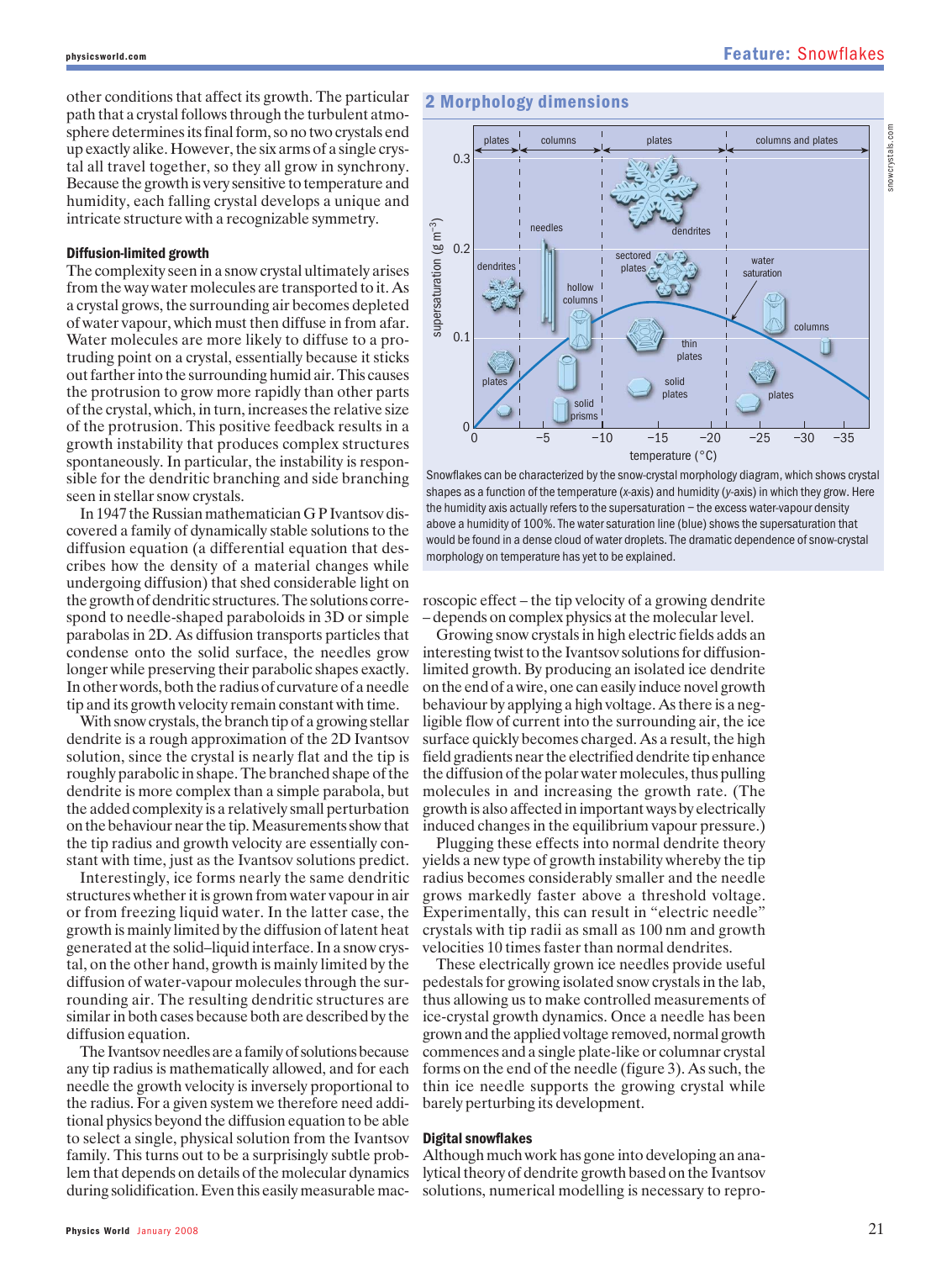other conditions that affect its growth. The particular path that a crystal follows through the turbulent atmosphere determines its final form, so no two crystals end up exactly alike. However, the six arms of a single crystal all travel together, so they all grow in synchrony. Because the growth is very sensitive to temperature and humidity, each falling crystal develops a unique and intricate structure with a recognizable symmetry.

### Diffusion-limited growth

The complexity seen in a snow crystal ultimately arises from the way water molecules are transported to it. As a crystal grows, the surrounding air becomes depleted of water vapour, which must then diffuse in from afar. Water molecules are more likely to diffuse to a protruding point on a crystal, essentially because it sticks out farther into the surrounding humid air. This causes the protrusion to grow more rapidly than other parts of the crystal, which, in turn, increases the relative size of the protrusion. This positive feedback results in a growth instability that produces complex structures spontaneously. In particular, the instability is responsible for the dendritic branching and side branching seen in stellar snow crystals.

In 1947 the Russian mathematician G P Ivantsov discovered a family of dynamically stable solutions to the diffusion equation (a differential equation that describes how the density of a material changes while undergoing diffusion) that shed considerable light on the growth of dendritic structures. The solutions correspond to needle-shaped paraboloids in 3D or simple parabolas in 2D. As diffusion transports particles that condense onto the solid surface, the needles grow longer while preserving their parabolic shapes exactly. In other words, both the radius of curvature of a needle tip and its growth velocity remain constant with time.

With snow crystals, the branch tip of a growing stellar dendrite is a rough approximation of the 2D Ivantsov solution, since the crystal is nearly flat and the tip is roughly parabolic in shape. The branched shape of the dendrite is more complex than a simple parabola, but the added complexity is a relatively small perturbation on the behaviour near the tip. Measurements show that the tip radius and growth velocity are essentially constant with time, just as the Ivantsov solutions predict.

Interestingly, ice forms nearly the same dendritic structures whether it is grown from water vapour in air or from freezing liquid water. In the latter case, the growth is mainly limited by the diffusion of latent heat generated at the solid–liquid interface. In a snow crystal, on the other hand, growth is mainly limited by the diffusion of water-vapour molecules through the surrounding air. The resulting dendritic structures are similar in both cases because both are described by the diffusion equation.

The Ivantsov needles are a family of solutions because any tip radius is mathematically allowed, and for each needle the growth velocity is inversely proportional to the radius. For a given system we therefore need additional physics beyond the diffusion equation to be able to select a single, physical solution from the Ivantsov family. This turns out to be a surprisingly subtle problem that depends on details of the molecular dynamics during solidification. Even this easily measurable macroscopic effect – the tip velocity of a growing dendrite – depends on complex physics at the molecular level.

Growing snow crystals in high electric fields adds an interesting twist to the Ivantsov solutions for diffusion-limited growth. By producing an isolated ice dendrite on the end of a wire, one can easily induce novel growth behaviour by applying a high voltage. As there is a negligible flow of current into the surrounding air, the ice surface quickly becomes charged. As a result, the high field gradients near the electrified dendrite tip enhance the diffusion of the polar water molecules, thus pulling molecules in and increasing the growth rate. (The growth is also affected in important ways by electrically induced changes in the equilibrium vapour pressure.)

Plugging these effects into normal dendrite theory yields a new type of growth instability whereby the tip radius becomes considerably smaller and the needle grows markedly faster above a threshold voltage. Experimentally, this can result in "electric needle" crystals with tip radii as small as 100 nm and growth velocities 10 times faster than normal dendrites.

These electrically grown ice needles provide useful pedestals for growing isolated snow crystals in the lab, thus allowing us to make controlled measurements of ice-crystal growth dynamics. Once a needle has been grown and the applied voltage removed, normal growth commences and a single plate-like or columnar crystal forms on the end of the needle (figure 3). As such, the thin ice needle supports the growing crystal while barely perturbing its development.

**2 Morphology dimensions**

plates | columns | plates | columns and plates

supersaturation (g m$^{-3}$)

0.3, 0.2, 0.1, 0

needles, dendrites, sectored plates, hollow columns, water saturation, columns, thin plates, plates, solid plates, solid prisms, plates, dendrites

0, −5, −10, −15, −20, −25, −30, −35

temperature (°C)

snowcrystals.com

Snowflakes can be characterized by the snow-crystal morphology diagram, which shows crystal shapes as a function of the temperature (*x*-axis) and humidity (*y*-axis) in which they grow. Here the humidity axis actually refers to the supersaturation – the excess water-vapour density above a humidity of 100%. The water saturation line (blue) shows the supersaturation that would be found in a dense cloud of water droplets. The dramatic dependence of snow-crystal morphology on temperature has yet to be explained.

### Digital snowflakes

Although much work has gone into developing an analytical theory of dendrite growth based on the Ivantsov solutions, numerical modelling is necessary to repro-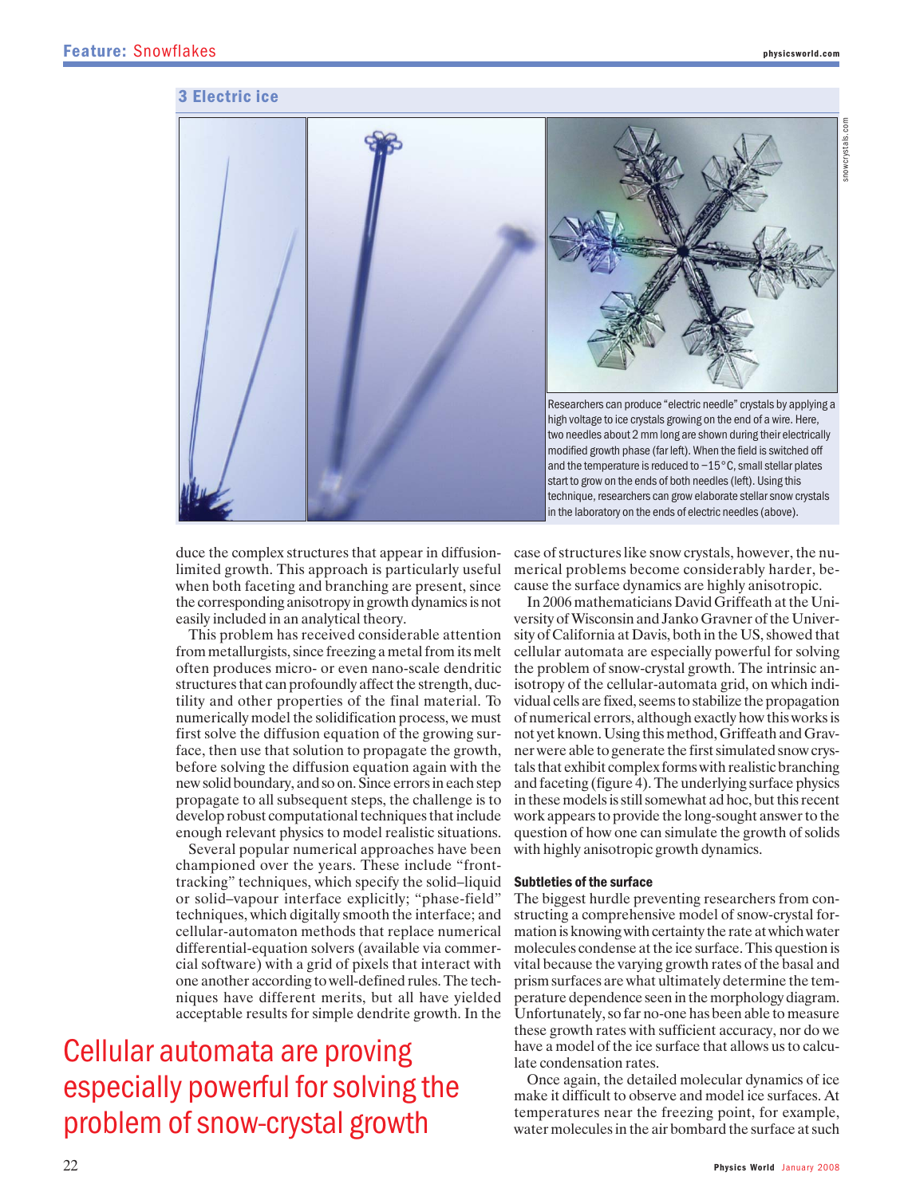## 3 Electric ice

Researchers can produce "electric needle" crystals by applying a high voltage to ice crystals growing on the end of a wire. Here, two needles about 2 mm long are shown during their electrically modified growth phase (far left). When the field is switched off and the temperature is reduced to −15 °C, small stellar plates start to grow on the ends of both needles (left). Using this technique, researchers can grow elaborate stellar snow crystals in the laboratory on the ends of electric needles (above).

duce the complex structures that appear in diffusion-limited growth. This approach is particularly useful when both faceting and branching are present, since the corresponding anisotropy in growth dynamics is not easily included in an analytical theory.

This problem has received considerable attention from metallurgists, since freezing a metal from its melt often produces micro- or even nano-scale dendritic structures that can profoundly affect the strength, ductility and other properties of the final material. To numerically model the solidification process, we must first solve the diffusion equation of the growing surface, then use that solution to propagate the growth, before solving the diffusion equation again with the new solid boundary, and so on. Since errors in each step propagate to all subsequent steps, the challenge is to develop robust computational techniques that include enough relevant physics to model realistic situations.

Several popular numerical approaches have been championed over the years. These include "front-tracking" techniques, which specify the solid–liquid or solid–vapour interface explicitly; "phase-field" techniques, which digitally smooth the interface; and cellular-automaton methods that replace numerical differential-equation solvers (available via commercial software) with a grid of pixels that interact with one another according to well-defined rules. The techniques have different merits, but all have yielded acceptable results for simple dendrite growth. In the case of structures like snow crystals, however, the numerical problems become considerably harder, because the surface dynamics are highly anisotropic.

In 2006 mathematicians David Griffeath at the University of Wisconsin and Janko Gravner of the University of California at Davis, both in the US, showed that cellular automata are especially powerful for solving the problem of snow-crystal growth. The intrinsic anisotropy of the cellular-automata grid, on which individual cells are fixed, seems to stabilize the propagation of numerical errors, although exactly how this works is not yet known. Using this method, Griffeath and Gravner were able to generate the first simulated snow crystals that exhibit complex forms with realistic branching and faceting (figure 4). The underlying surface physics in these models is still somewhat ad hoc, but this recent work appears to provide the long-sought answer to the question of how one can simulate the growth of solids with highly anisotropic growth dynamics.

**Cellular automata are proving especially powerful for solving the problem of snow-crystal growth**

### Subtleties of the surface

The biggest hurdle preventing researchers from constructing a comprehensive model of snow-crystal formation is knowing with certainty the rate at which water molecules condense at the ice surface. This question is vital because the varying growth rates of the basal and prism surfaces are what ultimately determine the temperature dependence seen in the morphology diagram. Unfortunately, so far no-one has been able to measure these growth rates with sufficient accuracy, nor do we have a model of the ice surface that allows us to calculate condensation rates.

Once again, the detailed molecular dynamics of ice make it difficult to observe and model ice surfaces. At temperatures near the freezing point, for example, water molecules in the air bombard the surface at such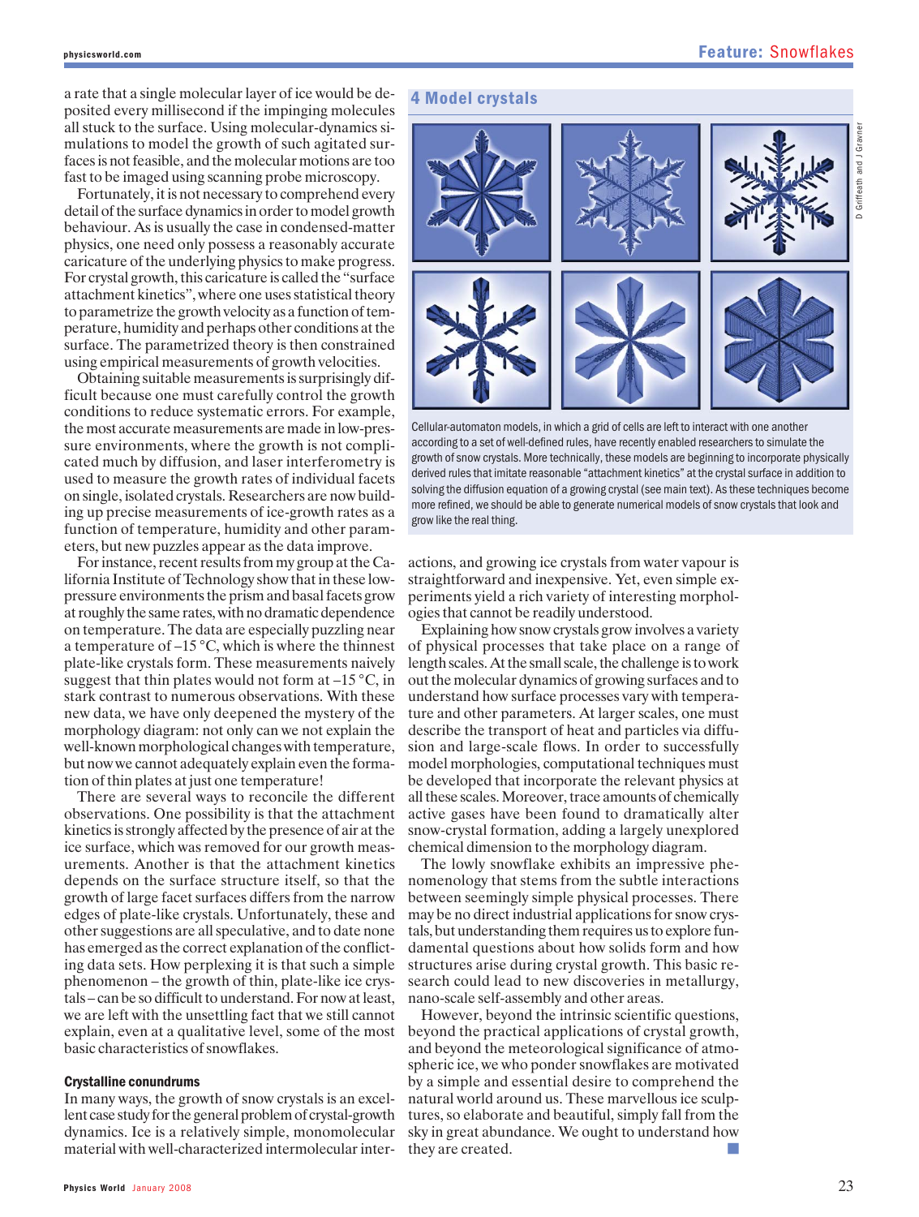a rate that a single molecular layer of ice would be deposited every millisecond if the impinging molecules all stuck to the surface. Using molecular-dynamics simulations to model the growth of such agitated surfaces is not feasible, and the molecular motions are too fast to be imaged using scanning probe microscopy.

Fortunately, it is not necessary to comprehend every detail of the surface dynamics in order to model growth behaviour. As is usually the case in condensed-matter physics, one need only possess a reasonably accurate caricature of the underlying physics to make progress. For crystal growth, this caricature is called the "surface attachment kinetics", where one uses statistical theory to parametrize the growth velocity as a function of temperature, humidity and perhaps other conditions at the surface. The parametrized theory is then constrained using empirical measurements of growth velocities.

Obtaining suitable measurements is surprisingly difficult because one must carefully control the growth conditions to reduce systematic errors. For example, the most accurate measurements are made in low-pressure environments, where the growth is not complicated much by diffusion, and laser interferometry is used to measure the growth rates of individual facets on single, isolated crystals. Researchers are now building up precise measurements of ice-growth rates as a function of temperature, humidity and other parameters, but new puzzles appear as the data improve.

For instance, recent results from my group at the California Institute of Technology show that in these low-pressure environments the prism and basal facets grow at roughly the same rates, with no dramatic dependence on temperature. The data are especially puzzling near a temperature of –15 °C, which is where the thinnest plate-like crystals form. These measurements naively suggest that thin plates would not form at –15 °C, in stark contrast to numerous observations. With these new data, we have only deepened the mystery of the morphology diagram: not only can we not explain the well-known morphological changes with temperature, but now we cannot adequately explain even the formation of thin plates at just one temperature!

There are several ways to reconcile the different observations. One possibility is that the attachment kinetics is strongly affected by the presence of air at the ice surface, which was removed for our growth measurements. Another is that the attachment kinetics depends on the surface structure itself, so that the growth of large facet surfaces differs from the narrow edges of plate-like crystals. Unfortunately, these and other suggestions are all speculative, and to date none has emerged as the correct explanation of the conflicting data sets. How perplexing it is that such a simple phenomenon – the growth of thin, plate-like ice crystals – can be so difficult to understand. For now at least, we are left with the unsettling fact that we still cannot explain, even at a qualitative level, some of the most basic characteristics of snowflakes.

### Crystalline conundrums

In many ways, the growth of snow crystals is an excellent case study for the general problem of crystal-growth dynamics. Ice is a relatively simple, monomolecular material with well-characterized intermolecular interactions, and growing ice crystals from water vapour is straightforward and inexpensive. Yet, even simple experiments yield a rich variety of interesting morphologies that cannot be readily understood.

Explaining how snow crystals grow involves a variety of physical processes that take place on a range of length scales. At the small scale, the challenge is to work out the molecular dynamics of growing surfaces and to understand how surface processes vary with temperature and other parameters. At larger scales, one must describe the transport of heat and particles via diffusion and large-scale flows. In order to successfully model morphologies, computational techniques must be developed that incorporate the relevant physics at all these scales. Moreover, trace amounts of chemically active gases have been found to dramatically alter snow-crystal formation, adding a largely unexplored chemical dimension to the morphology diagram.

The lowly snowflake exhibits an impressive phenomenology that stems from the subtle interactions between seemingly simple physical processes. There may be no direct industrial applications for snow crystals, but understanding them requires us to explore fundamental questions about how solids form and how structures arise during crystal growth. This basic research could lead to new discoveries in metallurgy, nano-scale self-assembly and other areas.

However, beyond the intrinsic scientific questions, beyond the practical applications of crystal growth, and beyond the meteorological significance of atmospheric ice, we who ponder snowflakes are motivated by a simple and essential desire to comprehend the natural world around us. These marvellous ice sculptures, so elaborate and beautiful, simply fall from the sky in great abundance. We ought to understand how they are created.

### 4 Model crystals

D Griffeath and J Gravner

Cellular-automaton models, in which a grid of cells are left to interact with one another according to a set of well-defined rules, have recently enabled researchers to simulate the growth of snow crystals. More technically, these models are beginning to incorporate physically derived rules that imitate reasonable "attachment kinetics" at the crystal surface in addition to solving the diffusion equation of a growing crystal (see main text). As these techniques become more refined, we should be able to generate numerical models of snow crystals that look and grow like the real thing.